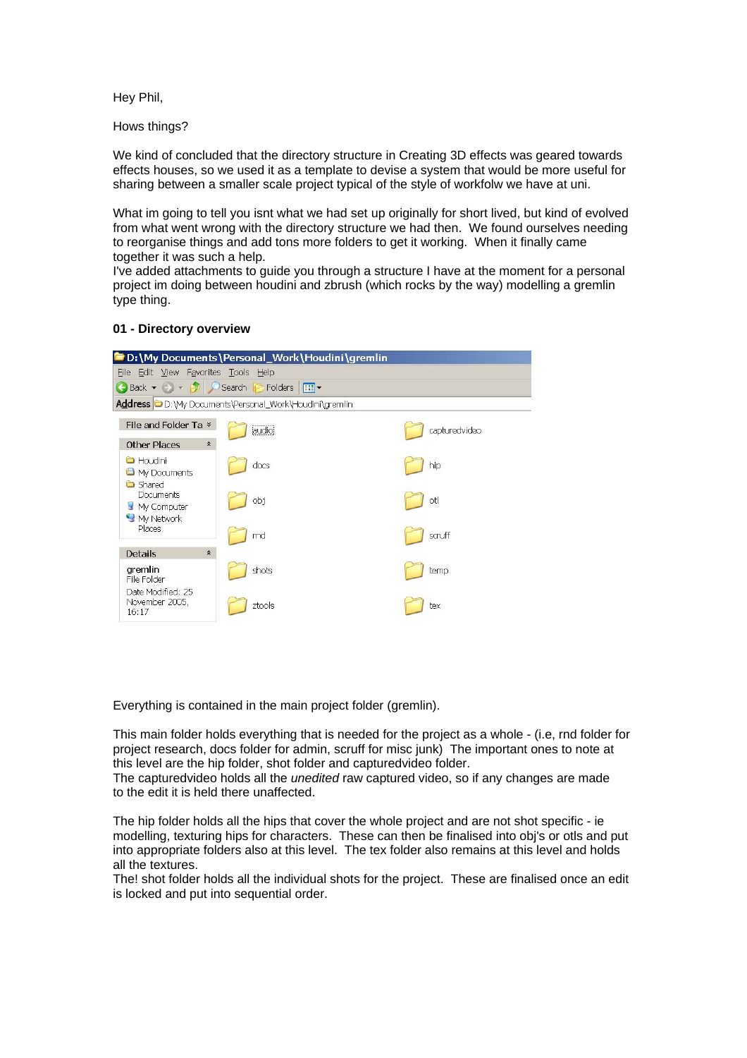Hey Phil,

Hows things?

We kind of concluded that the directory structure in Creating 3D effects was geared towards effects houses, so we used it as a template to devise a system that would be more useful for sharing between a smaller scale project typical of the style of workfolw we have at uni.

What im going to tell you isnt what we had set up originally for short lived, but kind of evolved from what went wrong with the directory structure we had then. We found ourselves needing to reorganise things and add tons more folders to get it working. When it finally came together it was such a help.
I've added attachments to guide you through a structure I have at the moment for a personal project im doing between houdini and zbrush (which rocks by the way) modelling a gremlin type thing.

**01 - Directory overview**

Everything is contained in the main project folder (gremlin).

This main folder holds everything that is needed for the project as a whole - (i.e, rnd folder for project research, docs folder for admin, scruff for misc junk) The important ones to note at this level are the hip folder, shot folder and capturedvideo folder.
The capturedvideo holds all the *unedited* raw captured video, so if any changes are made to the edit it is held there unaffected.

The hip folder holds all the hips that cover the whole project and are not shot specific - ie modelling, texturing hips for characters. These can then be finalised into obj's or otls and put into appropriate folders also at this level. The tex folder also remains at this level and holds all the textures.
The! shot folder holds all the individual shots for the project. These are finalised once an edit is locked and put into sequential order.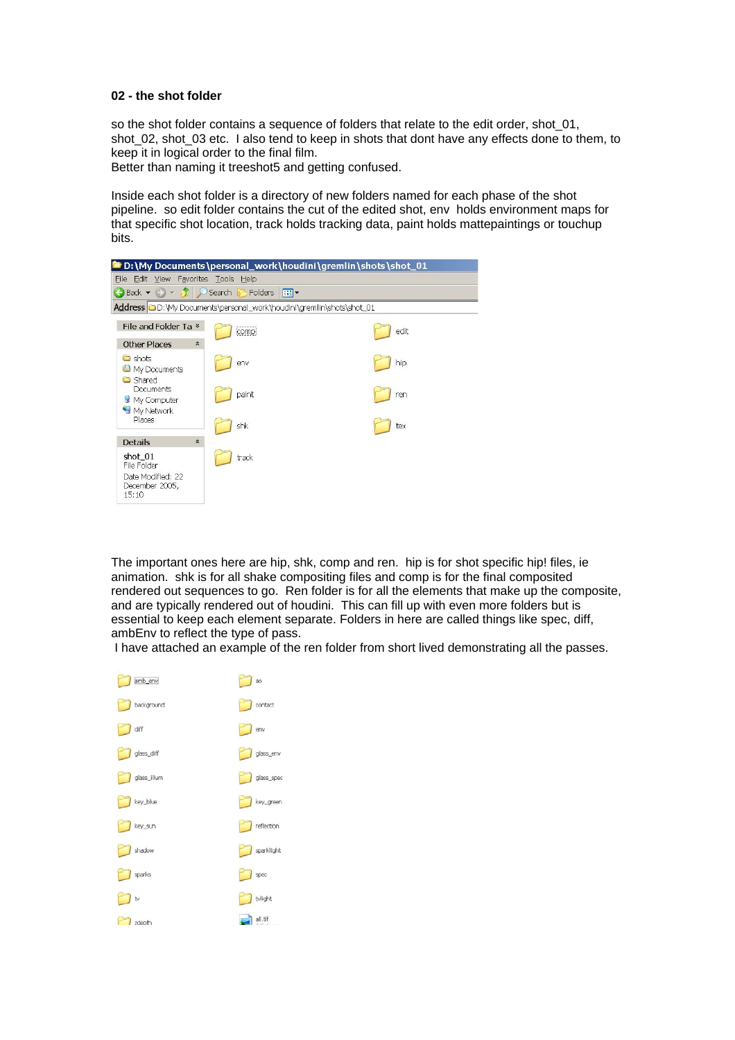**02 - the shot folder**

so the shot folder contains a sequence of folders that relate to the edit order, shot_01, shot_02, shot_03 etc. I also tend to keep in shots that dont have any effects done to them, to keep it in logical order to the final film.
Better than naming it treeshot5 and getting confused.

Inside each shot folder is a directory of new folders named for each phase of the shot pipeline. so edit folder contains the cut of the edited shot, env holds environment maps for that specific shot location, track holds tracking data, paint holds mattepaintings or touchup bits.

The important ones here are hip, shk, comp and ren. hip is for shot specific hip! files, ie animation. shk is for all shake compositing files and comp is for the final composited rendered out sequences to go. Ren folder is for all the elements that make up the composite, and are typically rendered out of houdini. This can fill up with even more folders but is essential to keep each element separate. Folders in here are called things like spec, diff, ambEnv to reflect the type of pass.
I have attached an example of the ren folder from short lived demonstrating all the passes.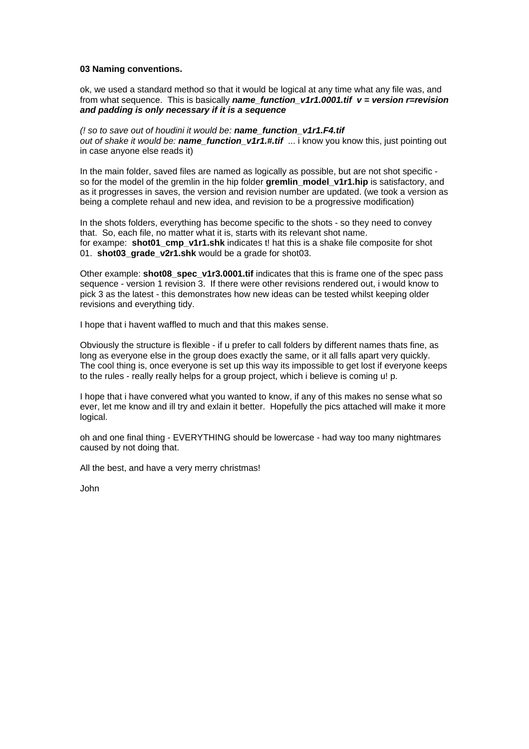**03 Naming conventions.**

ok, we used a standard method so that it would be logical at any time what any file was, and from what sequence. This is basically ***name_function_v1r1.0001.tif v = version r=revision and padding is only necessary if it is a sequence***

*(! so to save out of houdini it would be:* ***name_function_v1r1.F4.tif***
*out of shake it would be:* ***name_function_v1r1.#.tif*** ... i know you know this, just pointing out in case anyone else reads it)

In the main folder, saved files are named as logically as possible, but are not shot specific - so for the model of the gremlin in the hip folder **gremlin_model_v1r1.hip** is satisfactory, and as it progresses in saves, the version and revision number are updated. (we took a version as being a complete rehaul and new idea, and revision to be a progressive modification)

In the shots folders, everything has become specific to the shots - so they need to convey that. So, each file, no matter what it is, starts with its relevant shot name.
for exampe: **shot01_cmp_v1r1.shk** indicates t! hat this is a shake file composite for shot 01. **shot03_grade_v2r1.shk** would be a grade for shot03.

Other example: **shot08_spec_v1r3.0001.tif** indicates that this is frame one of the spec pass sequence - version 1 revision 3. If there were other revisions rendered out, i would know to pick 3 as the latest - this demonstrates how new ideas can be tested whilst keeping older revisions and everything tidy.

I hope that i havent waffled to much and that this makes sense.

Obviously the structure is flexible - if u prefer to call folders by different names thats fine, as long as everyone else in the group does exactly the same, or it all falls apart very quickly. The cool thing is, once everyone is set up this way its impossible to get lost if everyone keeps to the rules - really really helps for a group project, which i believe is coming u! p.

I hope that i have convered what you wanted to know, if any of this makes no sense what so ever, let me know and ill try and exlain it better. Hopefully the pics attached will make it more logical.

oh and one final thing - EVERYTHING should be lowercase - had way too many nightmares caused by not doing that.

All the best, and have a very merry christmas!

John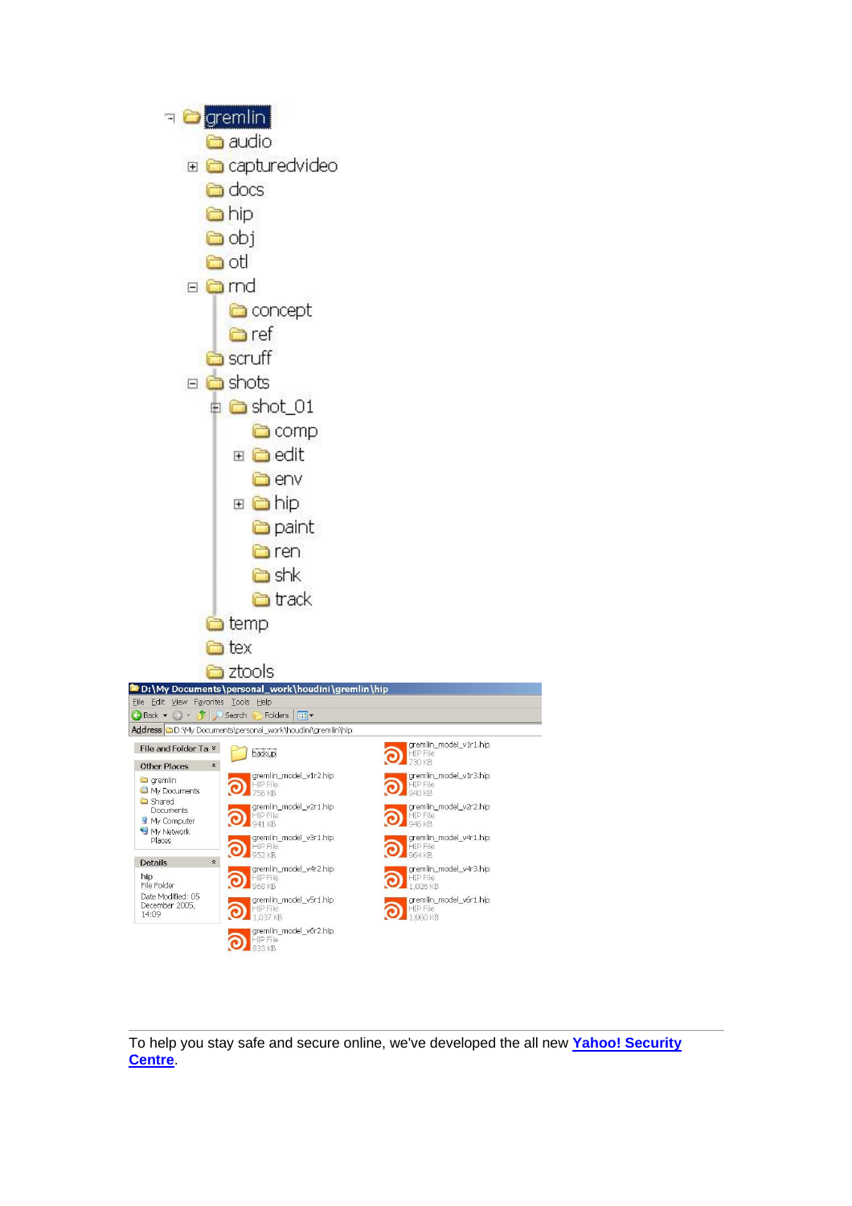- gremlin
  - audio
  - capturedvideo
  - docs
  - hip
  - obj
  - otl
  - rnd
    - concept
    - ref
  - scruff
  - shots
    - shot_01
      - comp
      - edit
      - env
      - hip
      - paint
      - ren
      - shk
      - track
  - temp
  - tex
  - ztools

D:\My Documents\personal_work\houdini\gremlin\hip

File Edit View Favorites Tools Help

Address D:\My Documents\personal_work\houdini\gremlin\hip

File and Folder Tasks

Other Places
- gremlin
- My Documents
- Shared Documents
- My Computer
- My Network Places

Details
hip
File Folder
Date Modified: 05 December 2005, 14:09

| Name | Type | Size |
|---|---|---|
| backup | | |
| gremlin_model_v1r1.hip | HIP File | 730 KB |
| gremlin_model_v1r2.hip | HIP File | 756 KB |
| gremlin_model_v1r3.hip | HIP File | 940 KB |
| gremlin_model_v2r1.hip | HIP File | 941 KB |
| gremlin_model_v2r2.hip | HIP File | 946 KB |
| gremlin_model_v3r1.hip | HIP File | 952 KB |
| gremlin_model_v4r1.hip | HIP File | 964 KB |
| gremlin_model_v4r2.hip | HIP File | 988 KB |
| gremlin_model_v4r3.hip | HIP File | 1,026 KB |
| gremlin_model_v5r1.hip | HIP File | 1,037 KB |
| gremlin_model_v6r1.hip | HIP File | 1,060 KB |
| gremlin_model_v6r2.hip | HIP File | 833 KB |

---

To help you stay safe and secure online, we've developed the all new **Yahoo! Security Centre**.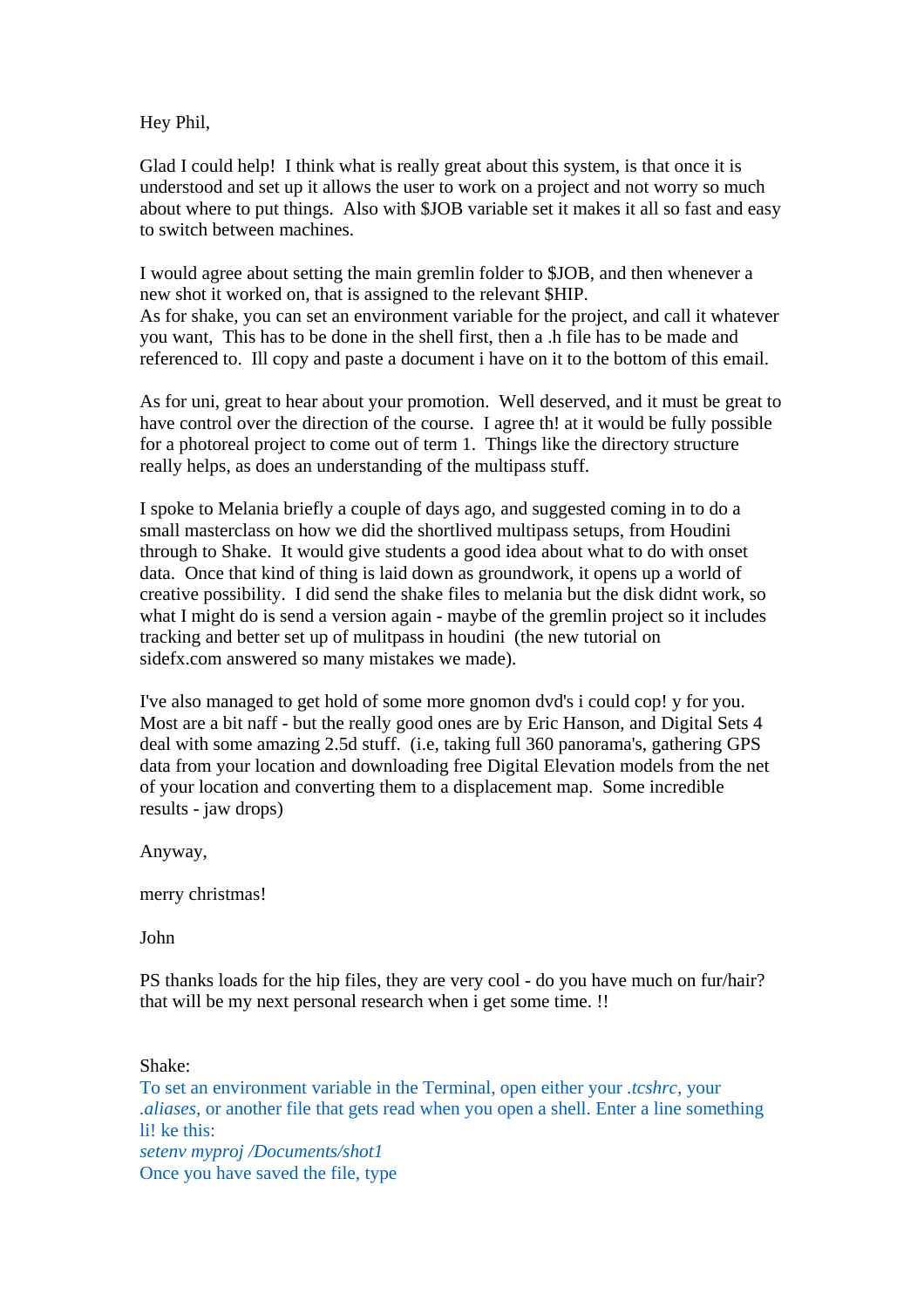Hey Phil,

Glad I could help! I think what is really great about this system, is that once it is understood and set up it allows the user to work on a project and not worry so much about where to put things. Also with $JOB variable set it makes it all so fast and easy to switch between machines.

I would agree about setting the main gremlin folder to $JOB, and then whenever a new shot it worked on, that is assigned to the relevant $HIP.
As for shake, you can set an environment variable for the project, and call it whatever you want, This has to be done in the shell first, then a .h file has to be made and referenced to. Ill copy and paste a document i have on it to the bottom of this email.

As for uni, great to hear about your promotion. Well deserved, and it must be great to have control over the direction of the course. I agree th! at it would be fully possible for a photoreal project to come out of term 1. Things like the directory structure really helps, as does an understanding of the multipass stuff.

I spoke to Melania briefly a couple of days ago, and suggested coming in to do a small masterclass on how we did the shortlived multipass setups, from Houdini through to Shake. It would give students a good idea about what to do with onset data. Once that kind of thing is laid down as groundwork, it opens up a world of creative possibility. I did send the shake files to melania but the disk didnt work, so what I might do is send a version again - maybe of the gremlin project so it includes tracking and better set up of mulitpass in houdini (the new tutorial on sidefx.com answered so many mistakes we made).

I've also managed to get hold of some more gnomon dvd's i could cop! y for you. Most are a bit naff - but the really good ones are by Eric Hanson, and Digital Sets 4 deal with some amazing 2.5d stuff. (i.e, taking full 360 panorama's, gathering GPS data from your location and downloading free Digital Elevation models from the net of your location and converting them to a displacement map. Some incredible results - jaw drops)

Anyway,

merry christmas!

John

PS thanks loads for the hip files, they are very cool - do you have much on fur/hair? that will be my next personal research when i get some time. !!

Shake:
To set an environment variable in the Terminal, open either your *.tcshrc*, your *.aliases*, or another file that gets read when you open a shell. Enter a line something li! ke this:
*setenv myproj /Documents/shot1*
Once you have saved the file, type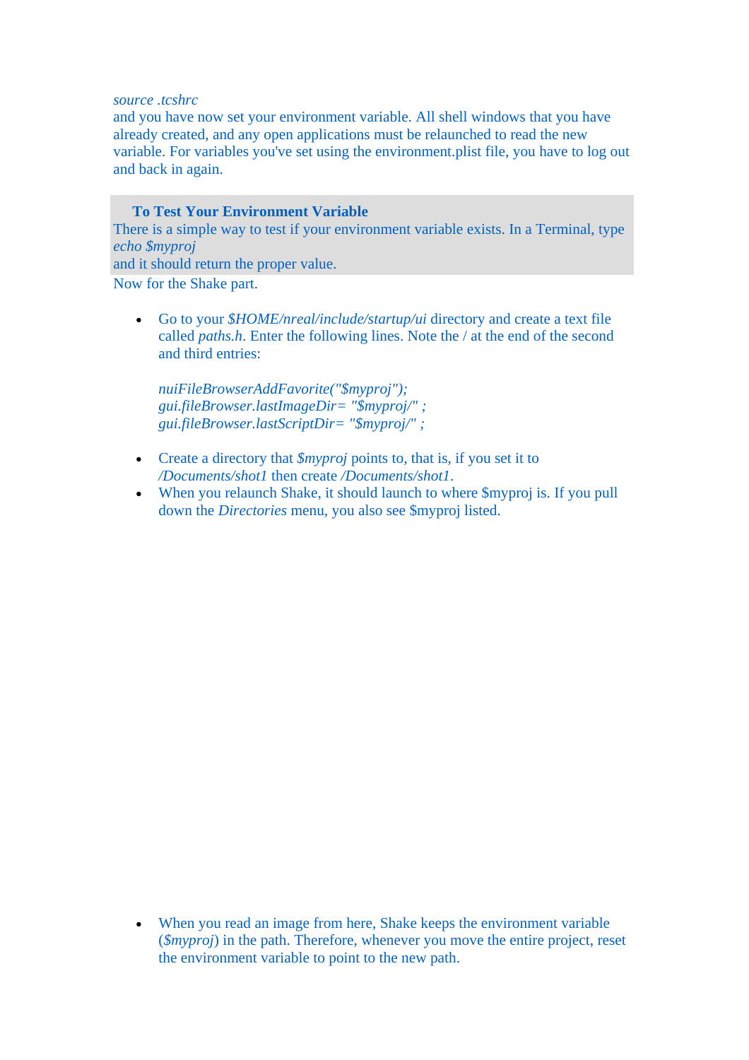*source .tcshrc*
and you have now set your environment variable. All shell windows that you have already created, and any open applications must be relaunched to read the new variable. For variables you've set using the environment.plist file, you have to log out and back in again.

**To Test Your Environment Variable**
There is a simple way to test if your environment variable exists. In a Terminal, type
*echo $myproj*
and it should return the proper value.

Now for the Shake part.

- Go to your *$HOME/nreal/include/startup/ui* directory and create a text file called *paths.h*. Enter the following lines. Note the / at the end of the second and third entries:

  ```
  nuiFileBrowserAddFavorite("$myproj");
  gui.fileBrowser.lastImageDir= "$myproj/" ;
  gui.fileBrowser.lastScriptDir= "$myproj/" ;
  ```

- Create a directory that *$myproj* points to, that is, if you set it to */Documents/shot1* then create */Documents/shot1*.
- When you relaunch Shake, it should launch to where $myproj is. If you pull down the *Directories* menu, you also see $myproj listed.

- When you read an image from here, Shake keeps the environment variable (*$myproj*) in the path. Therefore, whenever you move the entire project, reset the environment variable to point to the new path.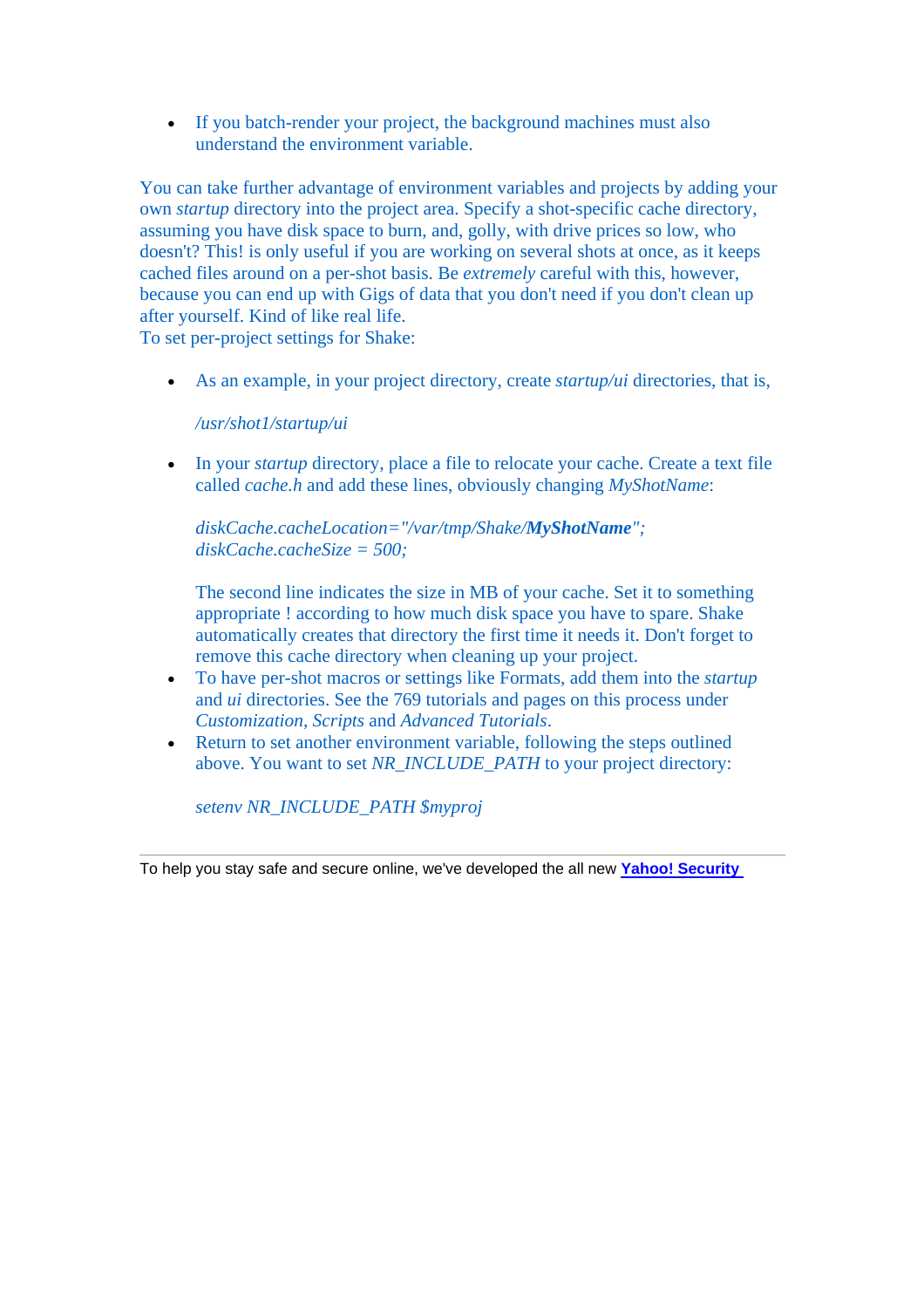- If you batch-render your project, the background machines must also understand the environment variable.

You can take further advantage of environment variables and projects by adding your own *startup* directory into the project area. Specify a shot-specific cache directory, assuming you have disk space to burn, and, golly, with drive prices so low, who doesn't? This! is only useful if you are working on several shots at once, as it keeps cached files around on a per-shot basis. Be *extremely* careful with this, however, because you can end up with Gigs of data that you don't need if you don't clean up after yourself. Kind of like real life.
To set per-project settings for Shake:

- As an example, in your project directory, create *startup/ui* directories, that is,

  */usr/shot1/startup/ui*

- In your *startup* directory, place a file to relocate your cache. Create a text file called *cache.h* and add these lines, obviously changing *MyShotName*:

  *diskCache.cacheLocation="/var/tmp/Shake/**MyShotName**";*
  *diskCache.cacheSize = 500;*

  The second line indicates the size in MB of your cache. Set it to something appropriate ! according to how much disk space you have to spare. Shake automatically creates that directory the first time it needs it. Don't forget to remove this cache directory when cleaning up your project.
- To have per-shot macros or settings like Formats, add them into the *startup* and *ui* directories. See the 769 tutorials and pages on this process under *Customization*, *Scripts* and *Advanced Tutorials*.
- Return to set another environment variable, following the steps outlined above. You want to set *NR_INCLUDE_PATH* to your project directory:

  *setenv NR_INCLUDE_PATH $myproj*

---

To help you stay safe and secure online, we've developed the all new **Yahoo! Security**